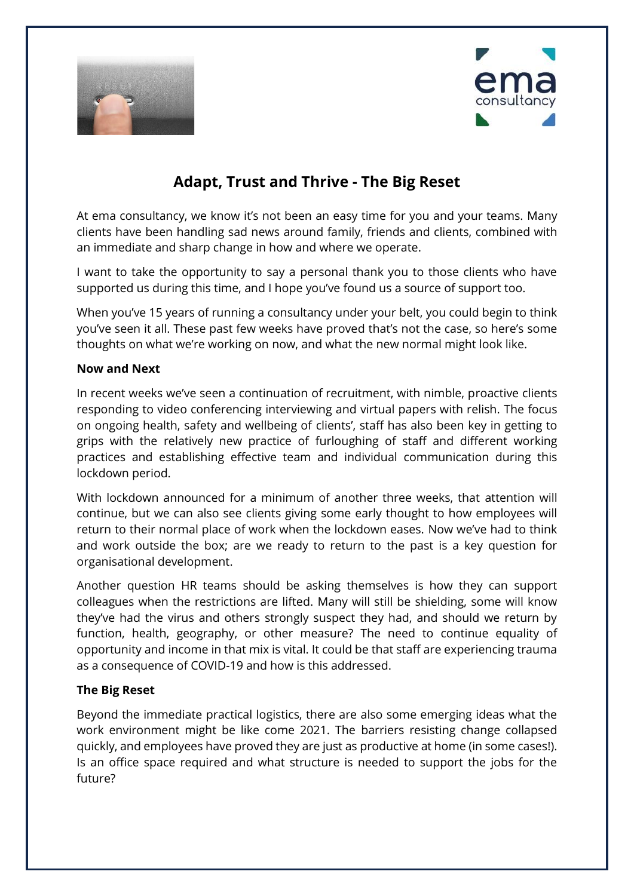# Adapt, Trust and Thrive - The Big Reset

At ema consultancy, we know it's not been an easy time for you and your teams. Many clients have been handling sad news around family, friends and clients, combined with an immediate and sharp change in how and where we operate.

I want to take the opportunity to say a personal thank you to those clients who have supported us during this time, and I hope you've found us a source of support too.

When you've 15 years of running a consultancy under your belt, you could begin to think you've seen it all. These past few weeks have proved that's not the case, so here's some thoughts on what we're working on now, and what the new normal might look like.

**Now and Next**

In recent weeks we've seen a continuation of recruitment, with nimble, proactive clients responding to video conferencing interviewing and virtual papers with relish. The focus on ongoing health, safety and wellbeing of clients', staff has also been key in getting to grips with the relatively new practice of furloughing of staff and different working practices and establishing effective team and individual communication during this lockdown period.

With lockdown announced for a minimum of another three weeks, that attention will continue, but we can also see clients giving some early thought to how employees will return to their normal place of work when the lockdown eases. Now we've had to think and work outside the box; are we ready to return to the past is a key question for organisational development.

Another question HR teams should be asking themselves is how they can support colleagues when the restrictions are lifted. Many will still be shielding, some will know they've had the virus and others strongly suspect they had, and should we return by function, health, geography, or other measure? The need to continue equality of opportunity and income in that mix is vital. It could be that staff are experiencing trauma as a consequence of COVID-19 and how is this addressed.

**The Big Reset**

Beyond the immediate practical logistics, there are also some emerging ideas what the work environment might be like come 2021. The barriers resisting change collapsed quickly, and employees have proved they are just as productive at home (in some cases!). Is an office space required and what structure is needed to support the jobs for the future?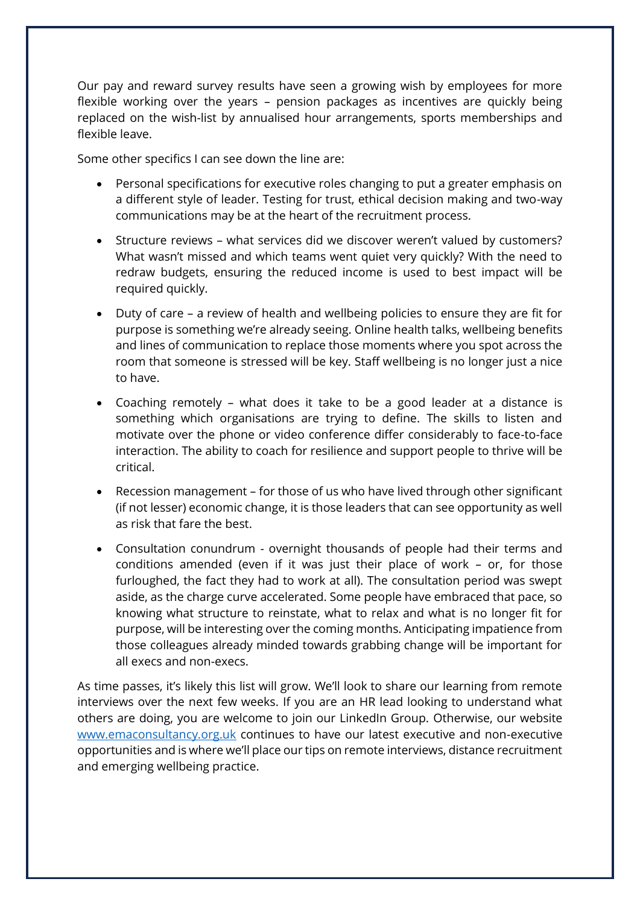Our pay and reward survey results have seen a growing wish by employees for more flexible working over the years – pension packages as incentives are quickly being replaced on the wish-list by annualised hour arrangements, sports memberships and flexible leave.

Some other specifics I can see down the line are:

- Personal specifications for executive roles changing to put a greater emphasis on a different style of leader. Testing for trust, ethical decision making and two-way communications may be at the heart of the recruitment process.
- Structure reviews – what services did we discover weren't valued by customers? What wasn't missed and which teams went quiet very quickly? With the need to redraw budgets, ensuring the reduced income is used to best impact will be required quickly.
- Duty of care – a review of health and wellbeing policies to ensure they are fit for purpose is something we're already seeing. Online health talks, wellbeing benefits and lines of communication to replace those moments where you spot across the room that someone is stressed will be key. Staff wellbeing is no longer just a nice to have.
- Coaching remotely – what does it take to be a good leader at a distance is something which organisations are trying to define. The skills to listen and motivate over the phone or video conference differ considerably to face-to-face interaction. The ability to coach for resilience and support people to thrive will be critical.
- Recession management – for those of us who have lived through other significant (if not lesser) economic change, it is those leaders that can see opportunity as well as risk that fare the best.
- Consultation conundrum - overnight thousands of people had their terms and conditions amended (even if it was just their place of work – or, for those furloughed, the fact they had to work at all). The consultation period was swept aside, as the charge curve accelerated. Some people have embraced that pace, so knowing what structure to reinstate, what to relax and what is no longer fit for purpose, will be interesting over the coming months. Anticipating impatience from those colleagues already minded towards grabbing change will be important for all execs and non-execs.

As time passes, it's likely this list will grow. We'll look to share our learning from remote interviews over the next few weeks. If you are an HR lead looking to understand what others are doing, you are welcome to join our LinkedIn Group. Otherwise, our website [www.emaconsultancy.org.uk](http://www.emaconsultancy.org.uk) continues to have our latest executive and non-executive opportunities and is where we'll place our tips on remote interviews, distance recruitment and emerging wellbeing practice.